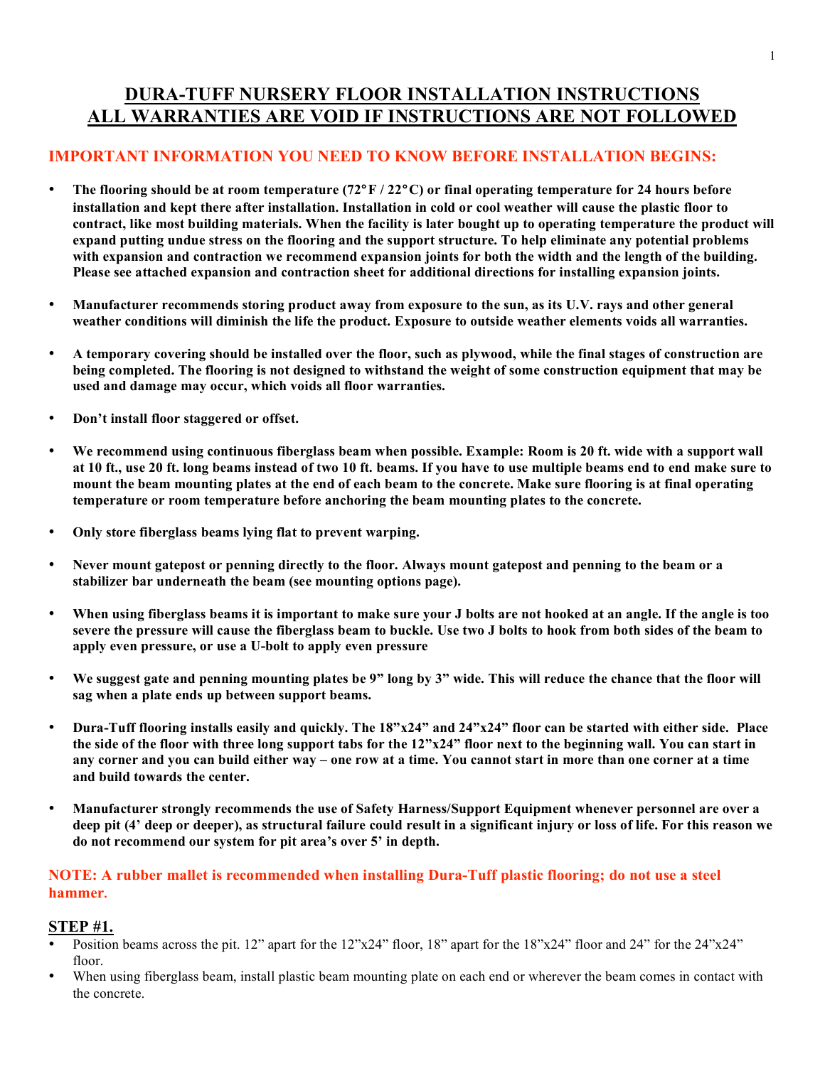# DURA-TUFF NURSERY FLOOR INSTALLATION INSTRUCTIONS
# ALL WARRANTIES ARE VOID IF INSTRUCTIONS ARE NOT FOLLOWED

## IMPORTANT INFORMATION YOU NEED TO KNOW BEFORE INSTALLATION BEGINS:

- **The flooring should be at room temperature (72°F / 22°C) or final operating temperature for 24 hours before installation and kept there after installation. Installation in cold or cool weather will cause the plastic floor to contract, like most building materials. When the facility is later bought up to operating temperature the product will expand putting undue stress on the flooring and the support structure. To help eliminate any potential problems with expansion and contraction we recommend expansion joints for both the width and the length of the building. Please see attached expansion and contraction sheet for additional directions for installing expansion joints.**

- **Manufacturer recommends storing product away from exposure to the sun, as its U.V. rays and other general weather conditions will diminish the life the product. Exposure to outside weather elements voids all warranties.**

- **A temporary covering should be installed over the floor, such as plywood, while the final stages of construction are being completed. The flooring is not designed to withstand the weight of some construction equipment that may be used and damage may occur, which voids all floor warranties.**

- **Don't install floor staggered or offset.**

- **We recommend using continuous fiberglass beam when possible. Example: Room is 20 ft. wide with a support wall at 10 ft., use 20 ft. long beams instead of two 10 ft. beams. If you have to use multiple beams end to end make sure to mount the beam mounting plates at the end of each beam to the concrete. Make sure flooring is at final operating temperature or room temperature before anchoring the beam mounting plates to the concrete.**

- **Only store fiberglass beams lying flat to prevent warping.**

- **Never mount gatepost or penning directly to the floor. Always mount gatepost and penning to the beam or a stabilizer bar underneath the beam (see mounting options page).**

- **When using fiberglass beams it is important to make sure your J bolts are not hooked at an angle. If the angle is too severe the pressure will cause the fiberglass beam to buckle. Use two J bolts to hook from both sides of the beam to apply even pressure, or use a U-bolt to apply even pressure**

- **We suggest gate and penning mounting plates be 9" long by 3" wide. This will reduce the chance that the floor will sag when a plate ends up between support beams.**

- **Dura-Tuff flooring installs easily and quickly. The 18"x24" and 24"x24" floor can be started with either side. Place the side of the floor with three long support tabs for the 12"x24" floor next to the beginning wall. You can start in any corner and you can build either way – one row at a time. You cannot start in more than one corner at a time and build towards the center.**

- **Manufacturer strongly recommends the use of Safety Harness/Support Equipment whenever personnel are over a deep pit (4' deep or deeper), as structural failure could result in a significant injury or loss of life. For this reason we do not recommend our system for pit area's over 5' in depth.**

**NOTE: A rubber mallet is recommended when installing Dura-Tuff plastic flooring; do not use a steel hammer.**

## STEP #1.

- Position beams across the pit. 12" apart for the 12"x24" floor, 18" apart for the 18"x24" floor and 24" for the 24"x24" floor.
- When using fiberglass beam, install plastic beam mounting plate on each end or wherever the beam comes in contact with the concrete.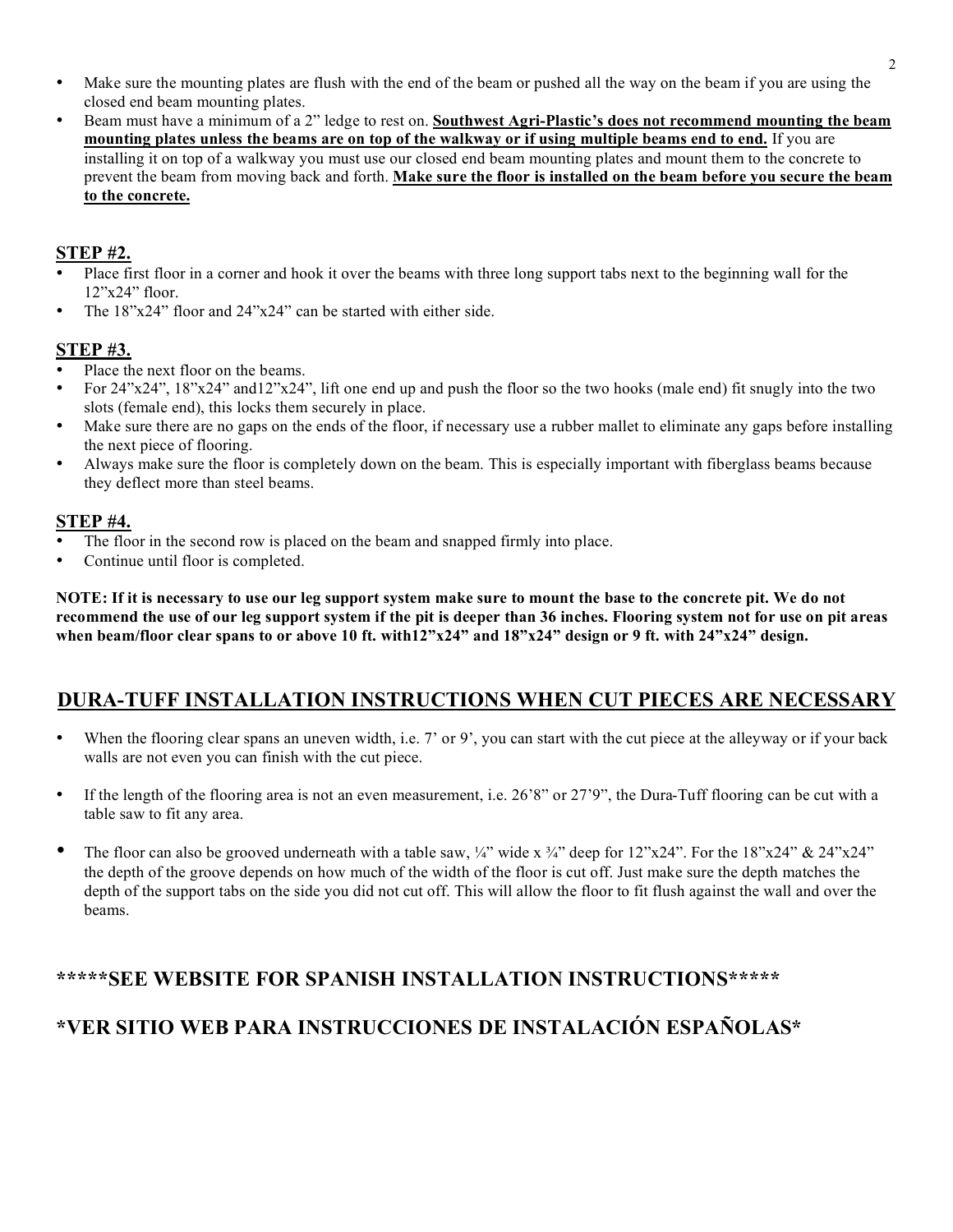- Make sure the mounting plates are flush with the end of the beam or pushed all the way on the beam if you are using the closed end beam mounting plates.
- Beam must have a minimum of a 2" ledge to rest on. **Southwest Agri-Plastic's does not recommend mounting the beam mounting plates unless the beams are on top of the walkway or if using multiple beams end to end.** If you are installing it on top of a walkway you must use our closed end beam mounting plates and mount them to the concrete to prevent the beam from moving back and forth. **Make sure the floor is installed on the beam before you secure the beam to the concrete.**

## STEP #2.

- Place first floor in a corner and hook it over the beams with three long support tabs next to the beginning wall for the 12"x24" floor.
- The 18"x24" floor and 24"x24" can be started with either side.

## STEP #3.

- Place the next floor on the beams.
- For 24"x24", 18"x24" and12"x24", lift one end up and push the floor so the two hooks (male end) fit snugly into the two slots (female end), this locks them securely in place.
- Make sure there are no gaps on the ends of the floor, if necessary use a rubber mallet to eliminate any gaps before installing the next piece of flooring.
- Always make sure the floor is completely down on the beam. This is especially important with fiberglass beams because they deflect more than steel beams.

## STEP #4.

- The floor in the second row is placed on the beam and snapped firmly into place.
- Continue until floor is completed.

**NOTE: If it is necessary to use our leg support system make sure to mount the base to the concrete pit. We do not recommend the use of our leg support system if the pit is deeper than 36 inches. Flooring system not for use on pit areas when beam/floor clear spans to or above 10 ft. with12"x24" and 18"x24" design or 9 ft. with 24"x24" design.**

## DURA-TUFF INSTALLATION INSTRUCTIONS WHEN CUT PIECES ARE NECESSARY

- When the flooring clear spans an uneven width, i.e. 7' or 9', you can start with the cut piece at the alleyway or if your back walls are not even you can finish with the cut piece.
- If the length of the flooring area is not an even measurement, i.e. 26'8" or 27'9", the Dura-Tuff flooring can be cut with a table saw to fit any area.
- The floor can also be grooved underneath with a table saw, ¼" wide x ¾" deep for 12"x24". For the 18"x24" & 24"x24" the depth of the groove depends on how much of the width of the floor is cut off. Just make sure the depth matches the depth of the support tabs on the side you did not cut off. This will allow the floor to fit flush against the wall and over the beams.

## *****SEE WEBSITE FOR SPANISH INSTALLATION INSTRUCTIONS*****

## *VER SITIO WEB PARA INSTRUCCIONES DE INSTALACIÓN ESPAÑOLAS*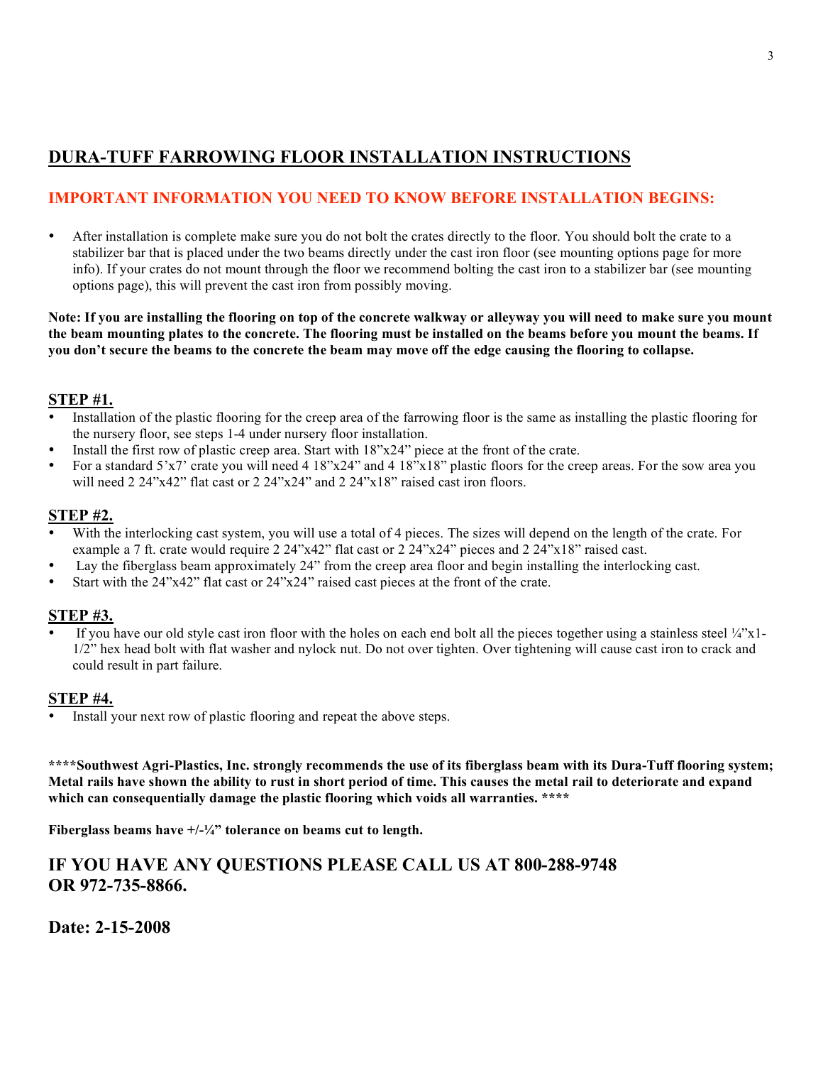# DURA-TUFF FARROWING FLOOR INSTALLATION INSTRUCTIONS

## IMPORTANT INFORMATION YOU NEED TO KNOW BEFORE INSTALLATION BEGINS:

- After installation is complete make sure you do not bolt the crates directly to the floor. You should bolt the crate to a stabilizer bar that is placed under the two beams directly under the cast iron floor (see mounting options page for more info). If your crates do not mount through the floor we recommend bolting the cast iron to a stabilizer bar (see mounting options page), this will prevent the cast iron from possibly moving.

**Note: If you are installing the flooring on top of the concrete walkway or alleyway you will need to make sure you mount the beam mounting plates to the concrete. The flooring must be installed on the beams before you mount the beams. If you don't secure the beams to the concrete the beam may move off the edge causing the flooring to collapse.**

### STEP #1.

- Installation of the plastic flooring for the creep area of the farrowing floor is the same as installing the plastic flooring for the nursery floor, see steps 1-4 under nursery floor installation.
- Install the first row of plastic creep area. Start with 18"x24" piece at the front of the crate.
- For a standard 5'x7' crate you will need 4 18"x24" and 4 18"x18" plastic floors for the creep areas. For the sow area you will need 2 24"x42" flat cast or 2 24"x24" and 2 24"x18" raised cast iron floors.

### STEP #2.

- With the interlocking cast system, you will use a total of 4 pieces. The sizes will depend on the length of the crate. For example a 7 ft. crate would require 2 24"x42" flat cast or 2 24"x24" pieces and 2 24"x18" raised cast.
- Lay the fiberglass beam approximately 24" from the creep area floor and begin installing the interlocking cast.
- Start with the 24"x42" flat cast or 24"x24" raised cast pieces at the front of the crate.

### STEP #3.

- If you have our old style cast iron floor with the holes on each end bolt all the pieces together using a stainless steel ¼"x1-1/2" hex head bolt with flat washer and nylock nut. Do not over tighten. Over tightening will cause cast iron to crack and could result in part failure.

### STEP #4.

- Install your next row of plastic flooring and repeat the above steps.

**\*\*\*\*Southwest Agri-Plastics, Inc. strongly recommends the use of its fiberglass beam with its Dura-Tuff flooring system; Metal rails have shown the ability to rust in short period of time. This causes the metal rail to deteriorate and expand which can consequentially damage the plastic flooring which voids all warranties. \*\*\*\***

**Fiberglass beams have +/-¼" tolerance on beams cut to length.**

## IF YOU HAVE ANY QUESTIONS PLEASE CALL US AT 800-288-9748 OR 972-735-8866.

## Date: 2-15-2008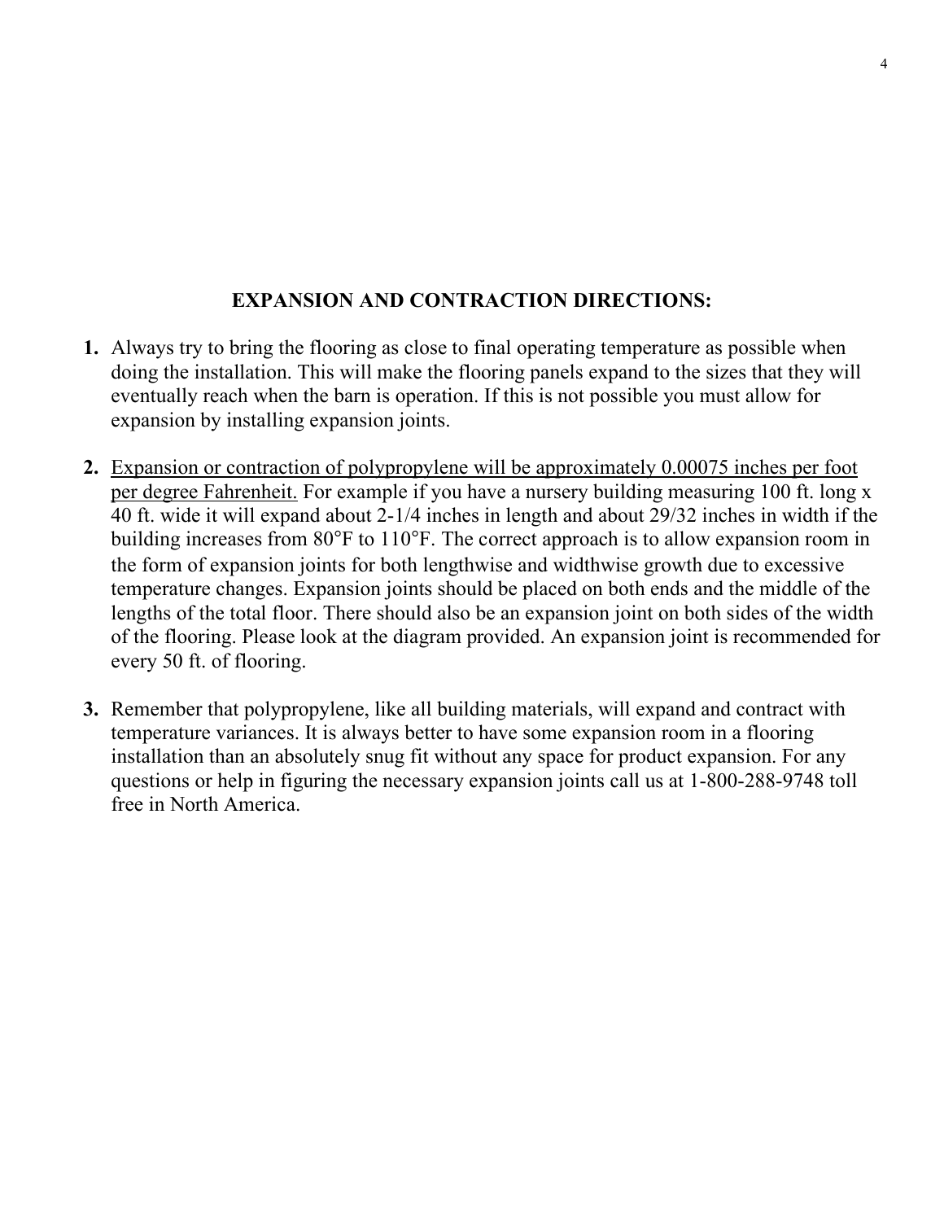## EXPANSION AND CONTRACTION DIRECTIONS:

1. Always try to bring the flooring as close to final operating temperature as possible when doing the installation. This will make the flooring panels expand to the sizes that they will eventually reach when the barn is operation. If this is not possible you must allow for expansion by installing expansion joints.

2. <u>Expansion or contraction of polypropylene will be approximately 0.00075 inches per foot per degree Fahrenheit.</u> For example if you have a nursery building measuring 100 ft. long x 40 ft. wide it will expand about 2-1/4 inches in length and about 29/32 inches in width if the building increases from 80°F to 110°F. The correct approach is to allow expansion room in the form of expansion joints for both lengthwise and widthwise growth due to excessive temperature changes. Expansion joints should be placed on both ends and the middle of the lengths of the total floor. There should also be an expansion joint on both sides of the width of the flooring. Please look at the diagram provided. An expansion joint is recommended for every 50 ft. of flooring.

3. Remember that polypropylene, like all building materials, will expand and contract with temperature variances. It is always better to have some expansion room in a flooring installation than an absolutely snug fit without any space for product expansion. For any questions or help in figuring the necessary expansion joints call us at 1-800-288-9748 toll free in North America.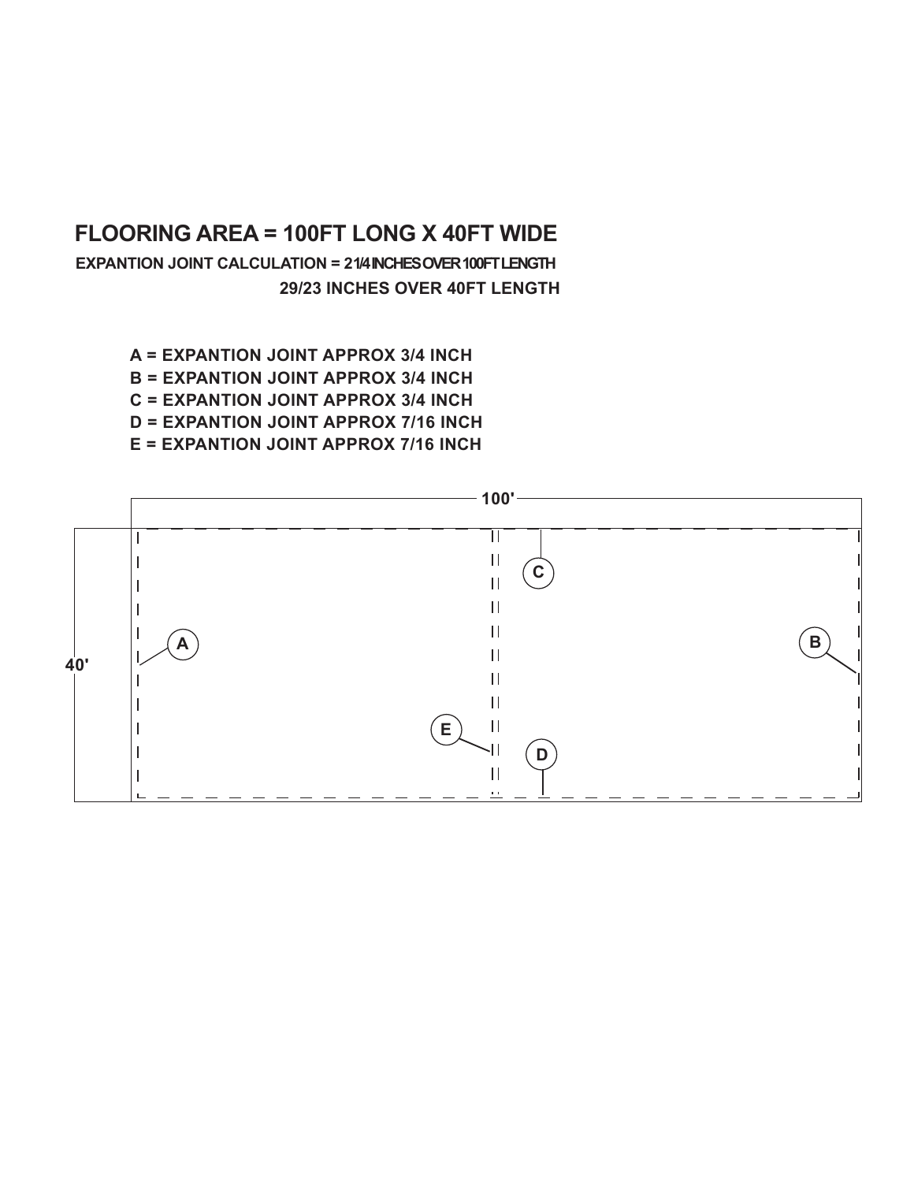# FLOORING AREA = 100FT LONG X 40FT WIDE

**EXPANTION JOINT CALCULATION = 21/4 INCHES OVER 100FT LENGTH**

**29/23 INCHES OVER 40FT LENGTH**

**A = EXPANTION JOINT APPROX 3/4 INCH**
**B = EXPANTION JOINT APPROX 3/4 INCH**
**C = EXPANTION JOINT APPROX 3/4 INCH**
**D = EXPANTION JOINT APPROX 7/16 INCH**
**E = EXPANTION JOINT APPROX 7/16 INCH**

100'

40'

A

B

C

D

E